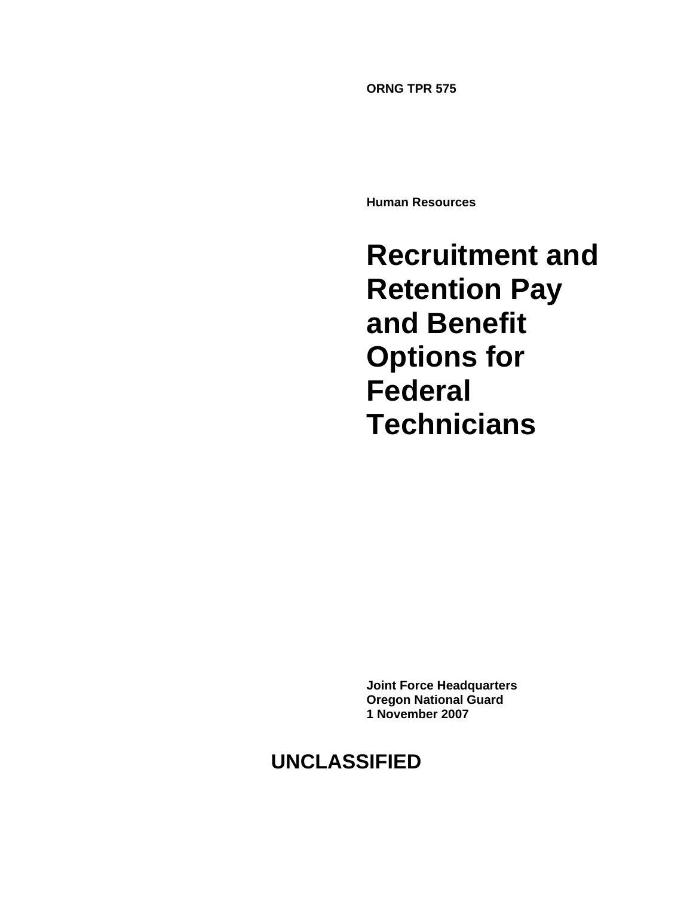**ORNG TPR 575**

**Human Resources**

# Recruitment and Retention Pay and Benefit Options for Federal Technicians

**Joint Force Headquarters**
**Oregon National Guard**
**1 November 2007**

**UNCLASSIFIED**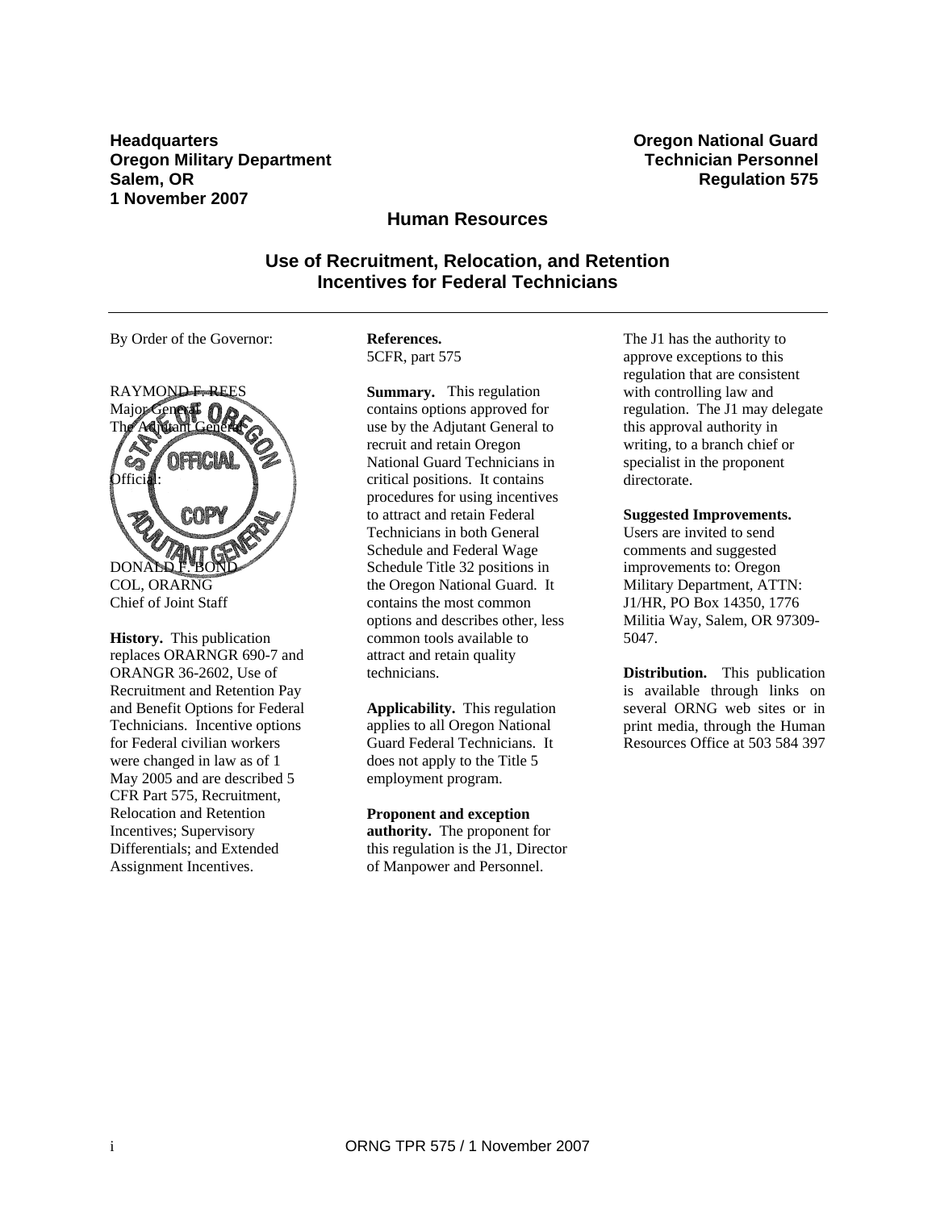**Headquarters**
**Oregon Military Department**
**Salem, OR**
**1 November 2007**

**Oregon National Guard**
**Technician Personnel**
**Regulation 575**

## Human Resources

# Use of Recruitment, Relocation, and Retention Incentives for Federal Technicians

---

By Order of the Governor:

RAYMOND F. REES
Major General
The Adjutant General

Official:

DONALD F. BOND
COL, ORARNG
Chief of Joint Staff

**History.** This publication replaces ORARNGR 690-7 and ORANGR 36-2602, Use of Recruitment and Retention Pay and Benefit Options for Federal Technicians. Incentive options for Federal civilian workers were changed in law as of 1 May 2005 and are described 5 CFR Part 575, Recruitment, Relocation and Retention Incentives; Supervisory Differentials; and Extended Assignment Incentives.

**References.**
5CFR, part 575

**Summary.** This regulation contains options approved for use by the Adjutant General to recruit and retain Oregon National Guard Technicians in critical positions. It contains procedures for using incentives to attract and retain Federal Technicians in both General Schedule and Federal Wage Schedule Title 32 positions in the Oregon National Guard. It contains the most common options and describes other, less common tools available to attract and retain quality technicians.

**Applicability.** This regulation applies to all Oregon National Guard Federal Technicians. It does not apply to the Title 5 employment program.

**Proponent and exception authority.** The proponent for this regulation is the J1, Director of Manpower and Personnel.

The J1 has the authority to approve exceptions to this regulation that are consistent with controlling law and regulation. The J1 may delegate this approval authority in writing, to a branch chief or specialist in the proponent directorate.

**Suggested Improvements.** Users are invited to send comments and suggested improvements to: Oregon Military Department, ATTN: J1/HR, PO Box 14350, 1776 Militia Way, Salem, OR 97309-5047.

**Distribution.** This publication is available through links on several ORNG web sites or in print media, through the Human Resources Office at 503 584 397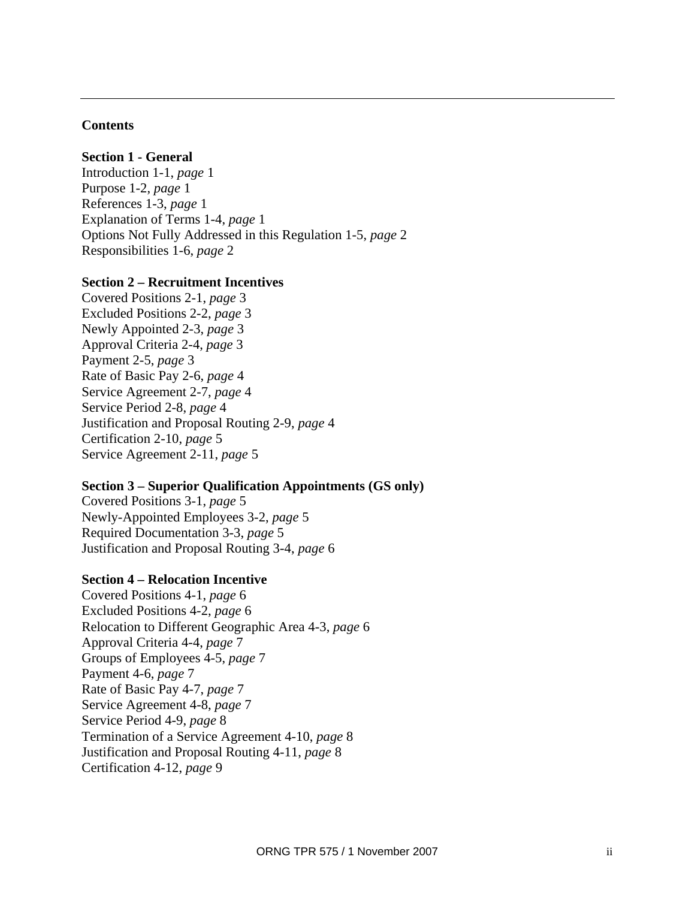**Contents**

**Section 1 - General**
Introduction 1-1, *page* 1
Purpose 1-2, *page* 1
References 1-3, *page* 1
Explanation of Terms 1-4, *page* 1
Options Not Fully Addressed in this Regulation 1-5, *page* 2
Responsibilities 1-6, *page* 2

**Section 2 – Recruitment Incentives**
Covered Positions 2-1, *page* 3
Excluded Positions 2-2, *page* 3
Newly Appointed 2-3, *page* 3
Approval Criteria 2-4, *page* 3
Payment 2-5, *page* 3
Rate of Basic Pay 2-6, *page* 4
Service Agreement 2-7, *page* 4
Service Period 2-8, *page* 4
Justification and Proposal Routing 2-9, *page* 4
Certification 2-10, *page* 5
Service Agreement 2-11, *page* 5

**Section 3 – Superior Qualification Appointments (GS only)**
Covered Positions 3-1, *page* 5
Newly-Appointed Employees 3-2, *page* 5
Required Documentation 3-3, *page* 5
Justification and Proposal Routing 3-4, *page* 6

**Section 4 – Relocation Incentive**
Covered Positions 4-1, *page* 6
Excluded Positions 4-2, *page* 6
Relocation to Different Geographic Area 4-3, *page* 6
Approval Criteria 4-4, *page* 7
Groups of Employees 4-5, *page* 7
Payment 4-6, *page* 7
Rate of Basic Pay 4-7, *page* 7
Service Agreement 4-8, *page* 7
Service Period 4-9, *page* 8
Termination of a Service Agreement 4-10, *page* 8
Justification and Proposal Routing 4-11, *page* 8
Certification 4-12, *page* 9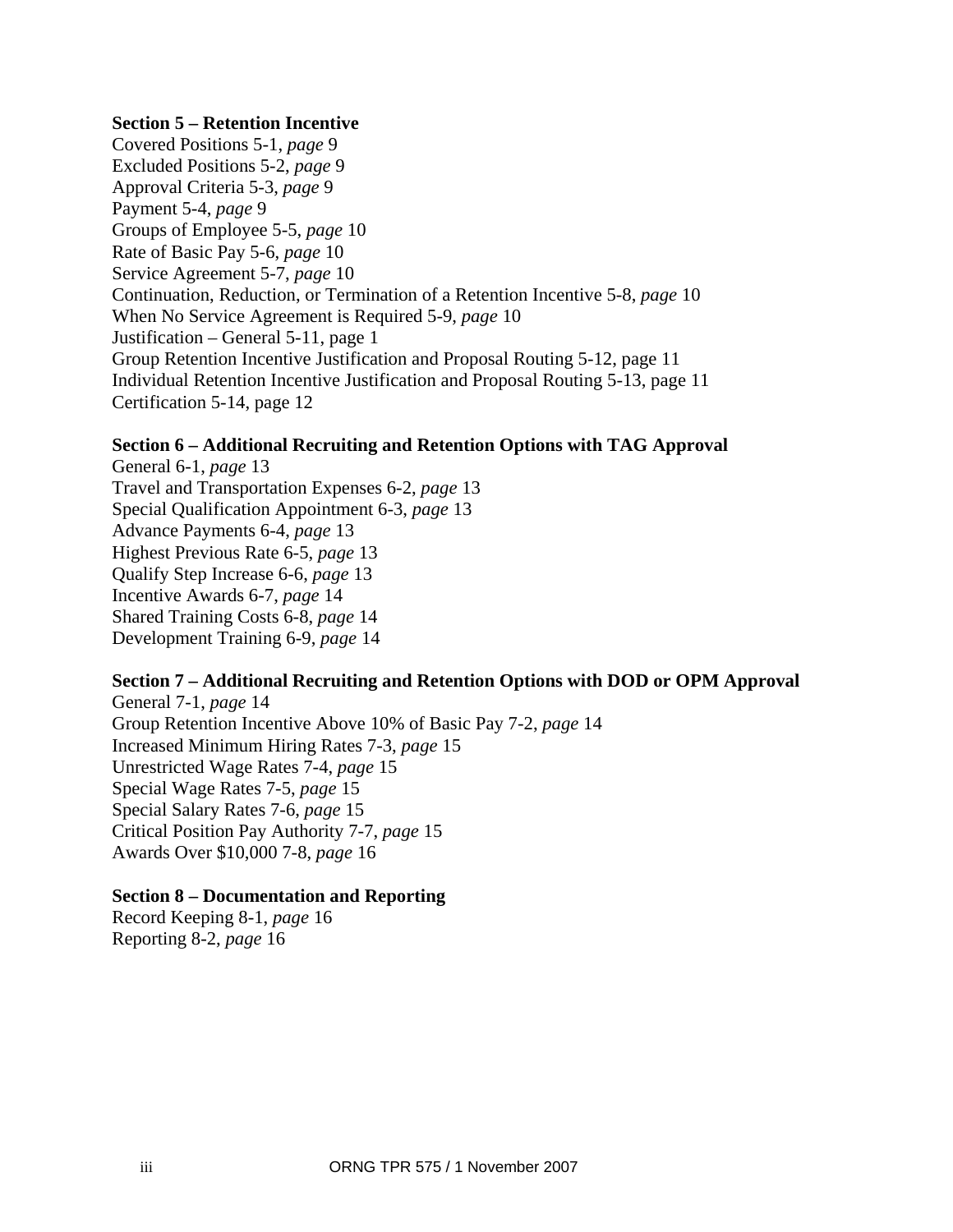**Section 5 – Retention Incentive**
Covered Positions 5-1, *page* 9
Excluded Positions 5-2, *page* 9
Approval Criteria 5-3, *page* 9
Payment 5-4, *page* 9
Groups of Employee 5-5, *page* 10
Rate of Basic Pay 5-6, *page* 10
Service Agreement 5-7, *page* 10
Continuation, Reduction, or Termination of a Retention Incentive 5-8, *page* 10
When No Service Agreement is Required 5-9, *page* 10
Justification – General 5-11, page 1
Group Retention Incentive Justification and Proposal Routing 5-12, page 11
Individual Retention Incentive Justification and Proposal Routing 5-13, page 11
Certification 5-14, page 12

**Section 6 – Additional Recruiting and Retention Options with TAG Approval**
General 6-1, *page* 13
Travel and Transportation Expenses 6-2, *page* 13
Special Qualification Appointment 6-3, *page* 13
Advance Payments 6-4, *page* 13
Highest Previous Rate 6-5, *page* 13
Qualify Step Increase 6-6, *page* 13
Incentive Awards 6-7, *page* 14
Shared Training Costs 6-8, *page* 14
Development Training 6-9, *page* 14

**Section 7 – Additional Recruiting and Retention Options with DOD or OPM Approval**
General 7-1, *page* 14
Group Retention Incentive Above 10% of Basic Pay 7-2, *page* 14
Increased Minimum Hiring Rates 7-3, *page* 15
Unrestricted Wage Rates 7-4, *page* 15
Special Wage Rates 7-5, *page* 15
Special Salary Rates 7-6, *page* 15
Critical Position Pay Authority 7-7, *page* 15
Awards Over $10,000 7-8, *page* 16

**Section 8 – Documentation and Reporting**
Record Keeping 8-1, *page* 16
Reporting 8-2, *page* 16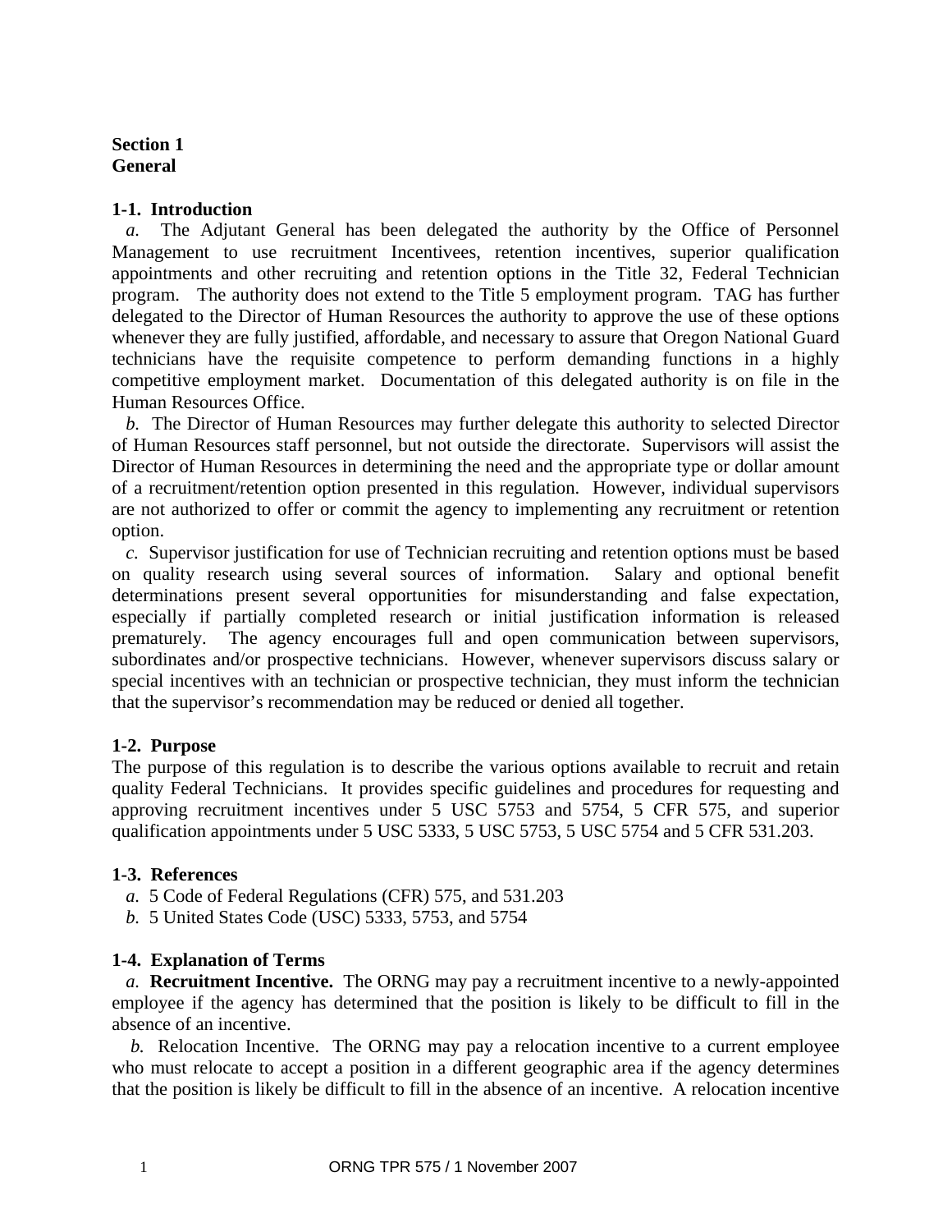**Section 1**
**General**

**1-1. Introduction**

*a.* The Adjutant General has been delegated the authority by the Office of Personnel Management to use recruitment Incentivees, retention incentives, superior qualification appointments and other recruiting and retention options in the Title 32, Federal Technician program. The authority does not extend to the Title 5 employment program. TAG has further delegated to the Director of Human Resources the authority to approve the use of these options whenever they are fully justified, affordable, and necessary to assure that Oregon National Guard technicians have the requisite competence to perform demanding functions in a highly competitive employment market. Documentation of this delegated authority is on file in the Human Resources Office.

*b.* The Director of Human Resources may further delegate this authority to selected Director of Human Resources staff personnel, but not outside the directorate. Supervisors will assist the Director of Human Resources in determining the need and the appropriate type or dollar amount of a recruitment/retention option presented in this regulation. However, individual supervisors are not authorized to offer or commit the agency to implementing any recruitment or retention option.

*c.* Supervisor justification for use of Technician recruiting and retention options must be based on quality research using several sources of information. Salary and optional benefit determinations present several opportunities for misunderstanding and false expectation, especially if partially completed research or initial justification information is released prematurely. The agency encourages full and open communication between supervisors, subordinates and/or prospective technicians. However, whenever supervisors discuss salary or special incentives with an technician or prospective technician, they must inform the technician that the supervisor's recommendation may be reduced or denied all together.

**1-2. Purpose**

The purpose of this regulation is to describe the various options available to recruit and retain quality Federal Technicians. It provides specific guidelines and procedures for requesting and approving recruitment incentives under 5 USC 5753 and 5754, 5 CFR 575, and superior qualification appointments under 5 USC 5333, 5 USC 5753, 5 USC 5754 and 5 CFR 531.203.

**1-3. References**

*a.* 5 Code of Federal Regulations (CFR) 575, and 531.203

*b.* 5 United States Code (USC) 5333, 5753, and 5754

**1-4. Explanation of Terms**

*a.* **Recruitment Incentive.** The ORNG may pay a recruitment incentive to a newly-appointed employee if the agency has determined that the position is likely to be difficult to fill in the absence of an incentive.

*b.* Relocation Incentive. The ORNG may pay a relocation incentive to a current employee who must relocate to accept a position in a different geographic area if the agency determines that the position is likely be difficult to fill in the absence of an incentive. A relocation incentive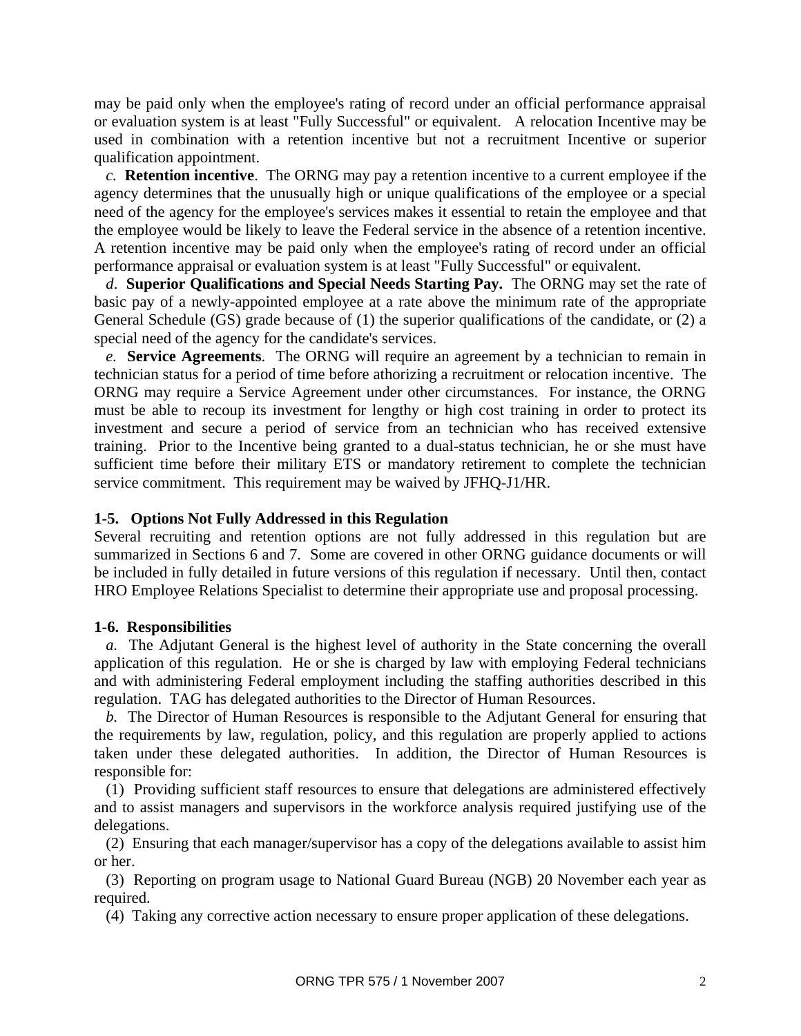may be paid only when the employee's rating of record under an official performance appraisal or evaluation system is at least "Fully Successful" or equivalent. A relocation Incentive may be used in combination with a retention incentive but not a recruitment Incentive or superior qualification appointment.

*c*. **Retention incentive**. The ORNG may pay a retention incentive to a current employee if the agency determines that the unusually high or unique qualifications of the employee or a special need of the agency for the employee's services makes it essential to retain the employee and that the employee would be likely to leave the Federal service in the absence of a retention incentive. A retention incentive may be paid only when the employee's rating of record under an official performance appraisal or evaluation system is at least "Fully Successful" or equivalent.

*d*. **Superior Qualifications and Special Needs Starting Pay.** The ORNG may set the rate of basic pay of a newly-appointed employee at a rate above the minimum rate of the appropriate General Schedule (GS) grade because of (1) the superior qualifications of the candidate, or (2) a special need of the agency for the candidate's services.

*e*. **Service Agreements**. The ORNG will require an agreement by a technician to remain in technician status for a period of time before athorizing a recruitment or relocation incentive. The ORNG may require a Service Agreement under other circumstances. For instance, the ORNG must be able to recoup its investment for lengthy or high cost training in order to protect its investment and secure a period of service from an technician who has received extensive training. Prior to the Incentive being granted to a dual-status technician, he or she must have sufficient time before their military ETS or mandatory retirement to complete the technician service commitment. This requirement may be waived by JFHQ-J1/HR.

**1-5. Options Not Fully Addressed in this Regulation**

Several recruiting and retention options are not fully addressed in this regulation but are summarized in Sections 6 and 7. Some are covered in other ORNG guidance documents or will be included in fully detailed in future versions of this regulation if necessary. Until then, contact HRO Employee Relations Specialist to determine their appropriate use and proposal processing.

**1-6. Responsibilities**

*a*. The Adjutant General is the highest level of authority in the State concerning the overall application of this regulation. He or she is charged by law with employing Federal technicians and with administering Federal employment including the staffing authorities described in this regulation. TAG has delegated authorities to the Director of Human Resources.

*b*. The Director of Human Resources is responsible to the Adjutant General for ensuring that the requirements by law, regulation, policy, and this regulation are properly applied to actions taken under these delegated authorities. In addition, the Director of Human Resources is responsible for:

(1) Providing sufficient staff resources to ensure that delegations are administered effectively and to assist managers and supervisors in the workforce analysis required justifying use of the delegations.

(2) Ensuring that each manager/supervisor has a copy of the delegations available to assist him or her.

(3) Reporting on program usage to National Guard Bureau (NGB) 20 November each year as required.

(4) Taking any corrective action necessary to ensure proper application of these delegations.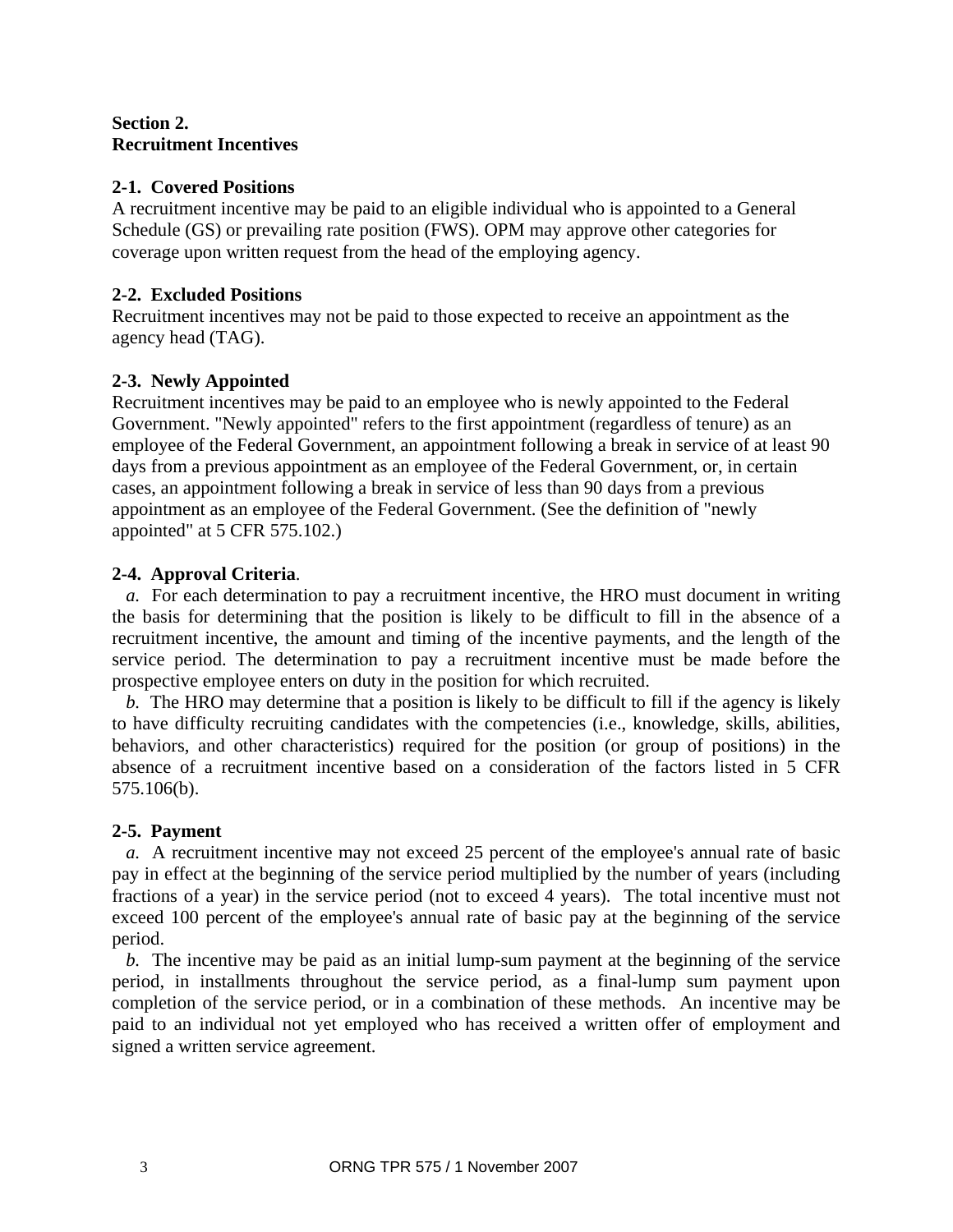**Section 2.**
**Recruitment Incentives**

**2-1. Covered Positions**
A recruitment incentive may be paid to an eligible individual who is appointed to a General Schedule (GS) or prevailing rate position (FWS). OPM may approve other categories for coverage upon written request from the head of the employing agency.

**2-2. Excluded Positions**
Recruitment incentives may not be paid to those expected to receive an appointment as the agency head (TAG).

**2-3. Newly Appointed**
Recruitment incentives may be paid to an employee who is newly appointed to the Federal Government. "Newly appointed" refers to the first appointment (regardless of tenure) as an employee of the Federal Government, an appointment following a break in service of at least 90 days from a previous appointment as an employee of the Federal Government, or, in certain cases, an appointment following a break in service of less than 90 days from a previous appointment as an employee of the Federal Government. (See the definition of "newly appointed" at 5 CFR 575.102.)

**2-4. Approval Criteria**.

*a.* For each determination to pay a recruitment incentive, the HRO must document in writing the basis for determining that the position is likely to be difficult to fill in the absence of a recruitment incentive, the amount and timing of the incentive payments, and the length of the service period. The determination to pay a recruitment incentive must be made before the prospective employee enters on duty in the position for which recruited.

*b.* The HRO may determine that a position is likely to be difficult to fill if the agency is likely to have difficulty recruiting candidates with the competencies (i.e., knowledge, skills, abilities, behaviors, and other characteristics) required for the position (or group of positions) in the absence of a recruitment incentive based on a consideration of the factors listed in 5 CFR 575.106(b).

**2-5. Payment**

*a.* A recruitment incentive may not exceed 25 percent of the employee's annual rate of basic pay in effect at the beginning of the service period multiplied by the number of years (including fractions of a year) in the service period (not to exceed 4 years). The total incentive must not exceed 100 percent of the employee's annual rate of basic pay at the beginning of the service period.

*b.* The incentive may be paid as an initial lump-sum payment at the beginning of the service period, in installments throughout the service period, as a final-lump sum payment upon completion of the service period, or in a combination of these methods. An incentive may be paid to an individual not yet employed who has received a written offer of employment and signed a written service agreement.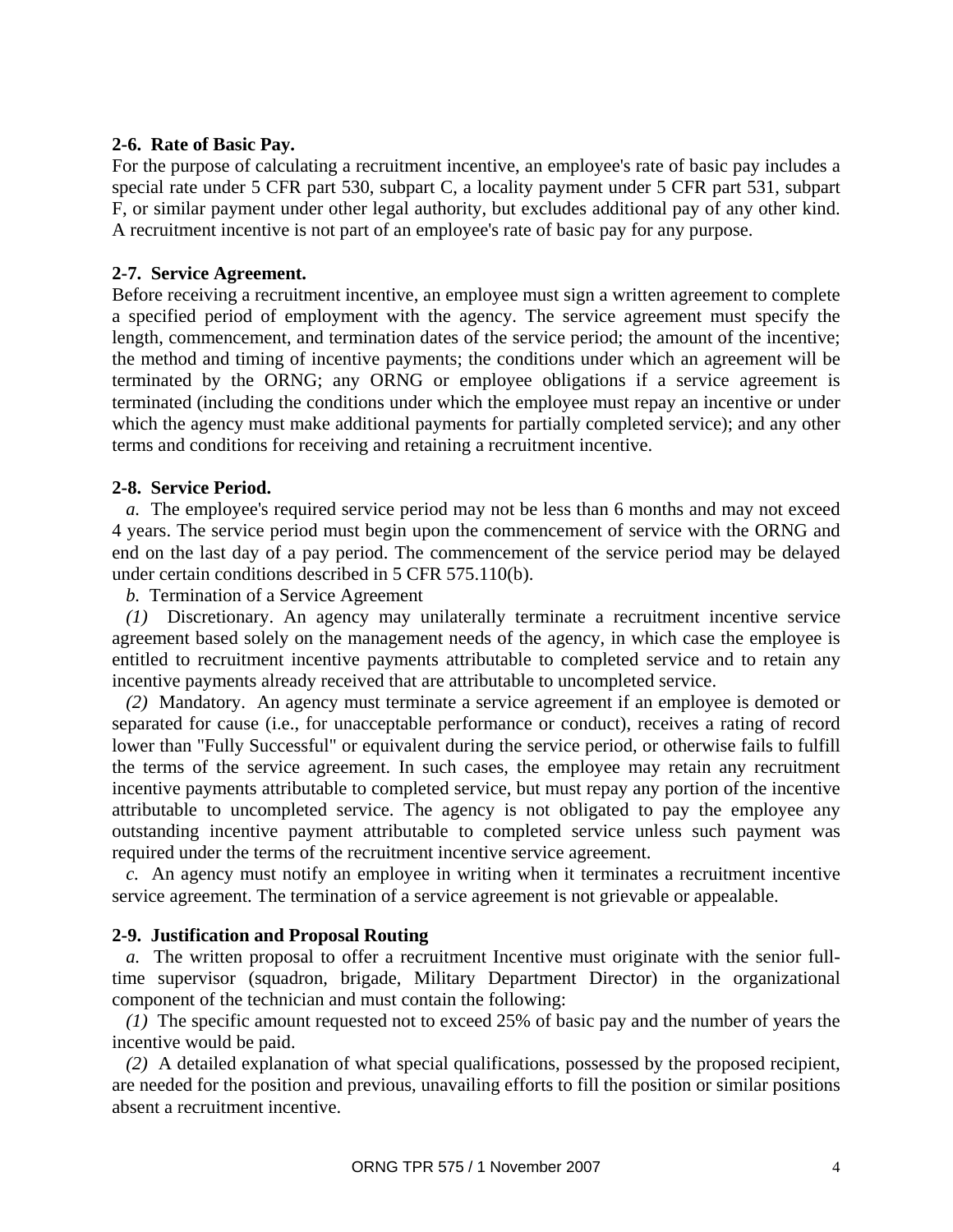**2-6. Rate of Basic Pay.**
For the purpose of calculating a recruitment incentive, an employee's rate of basic pay includes a special rate under 5 CFR part 530, subpart C, a locality payment under 5 CFR part 531, subpart F, or similar payment under other legal authority, but excludes additional pay of any other kind. A recruitment incentive is not part of an employee's rate of basic pay for any purpose.

**2-7. Service Agreement.**
Before receiving a recruitment incentive, an employee must sign a written agreement to complete a specified period of employment with the agency. The service agreement must specify the length, commencement, and termination dates of the service period; the amount of the incentive; the method and timing of incentive payments; the conditions under which an agreement will be terminated by the ORNG; any ORNG or employee obligations if a service agreement is terminated (including the conditions under which the employee must repay an incentive or under which the agency must make additional payments for partially completed service); and any other terms and conditions for receiving and retaining a recruitment incentive.

**2-8. Service Period.**

*a.* The employee's required service period may not be less than 6 months and may not exceed 4 years. The service period must begin upon the commencement of service with the ORNG and end on the last day of a pay period. The commencement of the service period may be delayed under certain conditions described in 5 CFR 575.110(b).

*b.* Termination of a Service Agreement

*(1)* Discretionary. An agency may unilaterally terminate a recruitment incentive service agreement based solely on the management needs of the agency, in which case the employee is entitled to recruitment incentive payments attributable to completed service and to retain any incentive payments already received that are attributable to uncompleted service.

*(2)* Mandatory. An agency must terminate a service agreement if an employee is demoted or separated for cause (i.e., for unacceptable performance or conduct), receives a rating of record lower than "Fully Successful" or equivalent during the service period, or otherwise fails to fulfill the terms of the service agreement. In such cases, the employee may retain any recruitment incentive payments attributable to completed service, but must repay any portion of the incentive attributable to uncompleted service. The agency is not obligated to pay the employee any outstanding incentive payment attributable to completed service unless such payment was required under the terms of the recruitment incentive service agreement.

*c.* An agency must notify an employee in writing when it terminates a recruitment incentive service agreement. The termination of a service agreement is not grievable or appealable.

**2-9. Justification and Proposal Routing**

*a.* The written proposal to offer a recruitment Incentive must originate with the senior full-time supervisor (squadron, brigade, Military Department Director) in the organizational component of the technician and must contain the following:

*(1)* The specific amount requested not to exceed 25% of basic pay and the number of years the incentive would be paid.

*(2)* A detailed explanation of what special qualifications, possessed by the proposed recipient, are needed for the position and previous, unavailing efforts to fill the position or similar positions absent a recruitment incentive.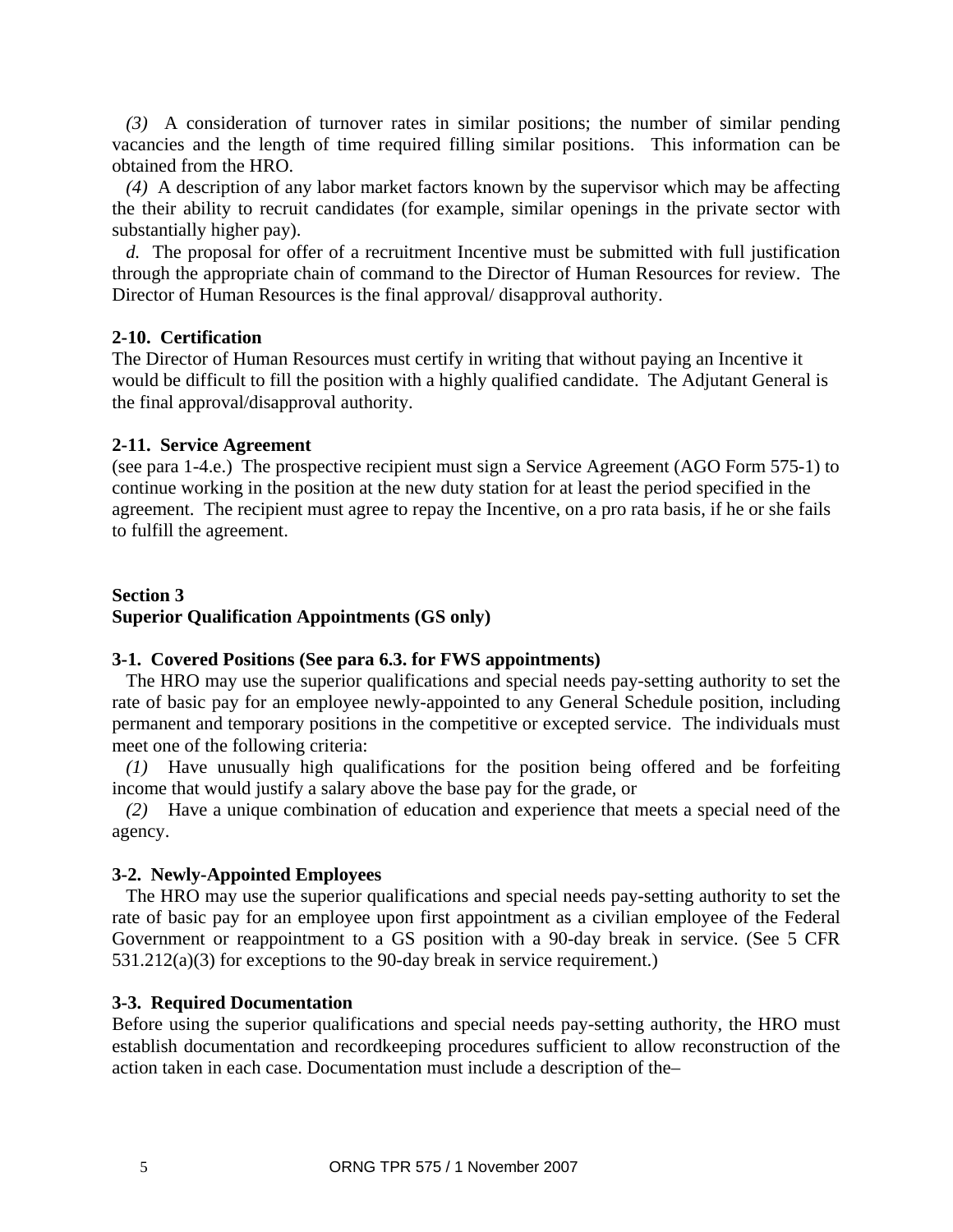*(3)* A consideration of turnover rates in similar positions; the number of similar pending vacancies and the length of time required filling similar positions. This information can be obtained from the HRO.

*(4)* A description of any labor market factors known by the supervisor which may be affecting the their ability to recruit candidates (for example, similar openings in the private sector with substantially higher pay).

*d.* The proposal for offer of a recruitment Incentive must be submitted with full justification through the appropriate chain of command to the Director of Human Resources for review. The Director of Human Resources is the final approval/ disapproval authority.

**2-10. Certification**

The Director of Human Resources must certify in writing that without paying an Incentive it would be difficult to fill the position with a highly qualified candidate. The Adjutant General is the final approval/disapproval authority.

**2-11. Service Agreement**

(see para 1-4.e.) The prospective recipient must sign a Service Agreement (AGO Form 575-1) to continue working in the position at the new duty station for at least the period specified in the agreement. The recipient must agree to repay the Incentive, on a pro rata basis, if he or she fails to fulfill the agreement.

## Section 3
## Superior Qualification Appointments (GS only)

**3-1. Covered Positions (See para 6.3. for FWS appointments)**

The HRO may use the superior qualifications and special needs pay-setting authority to set the rate of basic pay for an employee newly-appointed to any General Schedule position, including permanent and temporary positions in the competitive or excepted service. The individuals must meet one of the following criteria:

*(1)* Have unusually high qualifications for the position being offered and be forfeiting income that would justify a salary above the base pay for the grade, or

*(2)* Have a unique combination of education and experience that meets a special need of the agency.

**3-2. Newly-Appointed Employees**

The HRO may use the superior qualifications and special needs pay-setting authority to set the rate of basic pay for an employee upon first appointment as a civilian employee of the Federal Government or reappointment to a GS position with a 90-day break in service. (See 5 CFR 531.212(a)(3) for exceptions to the 90-day break in service requirement.)

**3-3. Required Documentation**

Before using the superior qualifications and special needs pay-setting authority, the HRO must establish documentation and recordkeeping procedures sufficient to allow reconstruction of the action taken in each case. Documentation must include a description of the–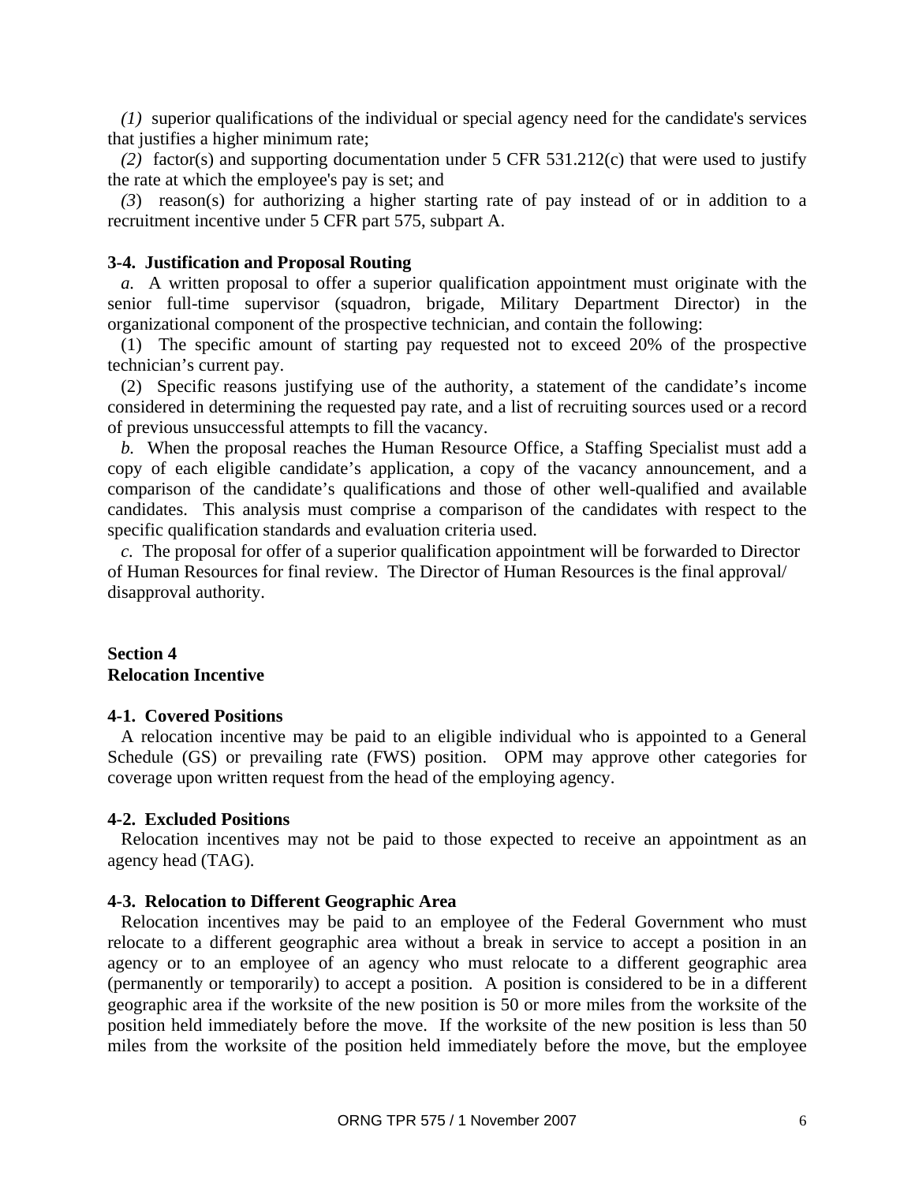*(1)* superior qualifications of the individual or special agency need for the candidate's services that justifies a higher minimum rate;

*(2)* factor(s) and supporting documentation under 5 CFR 531.212(c) that were used to justify the rate at which the employee's pay is set; and

*(3)* reason(s) for authorizing a higher starting rate of pay instead of or in addition to a recruitment incentive under 5 CFR part 575, subpart A.

**3-4. Justification and Proposal Routing**

*a.* A written proposal to offer a superior qualification appointment must originate with the senior full-time supervisor (squadron, brigade, Military Department Director) in the organizational component of the prospective technician, and contain the following:

(1) The specific amount of starting pay requested not to exceed 20% of the prospective technician's current pay.

(2) Specific reasons justifying use of the authority, a statement of the candidate's income considered in determining the requested pay rate, and a list of recruiting sources used or a record of previous unsuccessful attempts to fill the vacancy.

*b.* When the proposal reaches the Human Resource Office, a Staffing Specialist must add a copy of each eligible candidate's application, a copy of the vacancy announcement, and a comparison of the candidate's qualifications and those of other well-qualified and available candidates. This analysis must comprise a comparison of the candidates with respect to the specific qualification standards and evaluation criteria used.

*c.* The proposal for offer of a superior qualification appointment will be forwarded to Director of Human Resources for final review. The Director of Human Resources is the final approval/ disapproval authority.

## Section 4
## Relocation Incentive

**4-1. Covered Positions**

A relocation incentive may be paid to an eligible individual who is appointed to a General Schedule (GS) or prevailing rate (FWS) position. OPM may approve other categories for coverage upon written request from the head of the employing agency.

**4-2. Excluded Positions**

Relocation incentives may not be paid to those expected to receive an appointment as an agency head (TAG).

**4-3. Relocation to Different Geographic Area**

Relocation incentives may be paid to an employee of the Federal Government who must relocate to a different geographic area without a break in service to accept a position in an agency or to an employee of an agency who must relocate to a different geographic area (permanently or temporarily) to accept a position. A position is considered to be in a different geographic area if the worksite of the new position is 50 or more miles from the worksite of the position held immediately before the move. If the worksite of the new position is less than 50 miles from the worksite of the position held immediately before the move, but the employee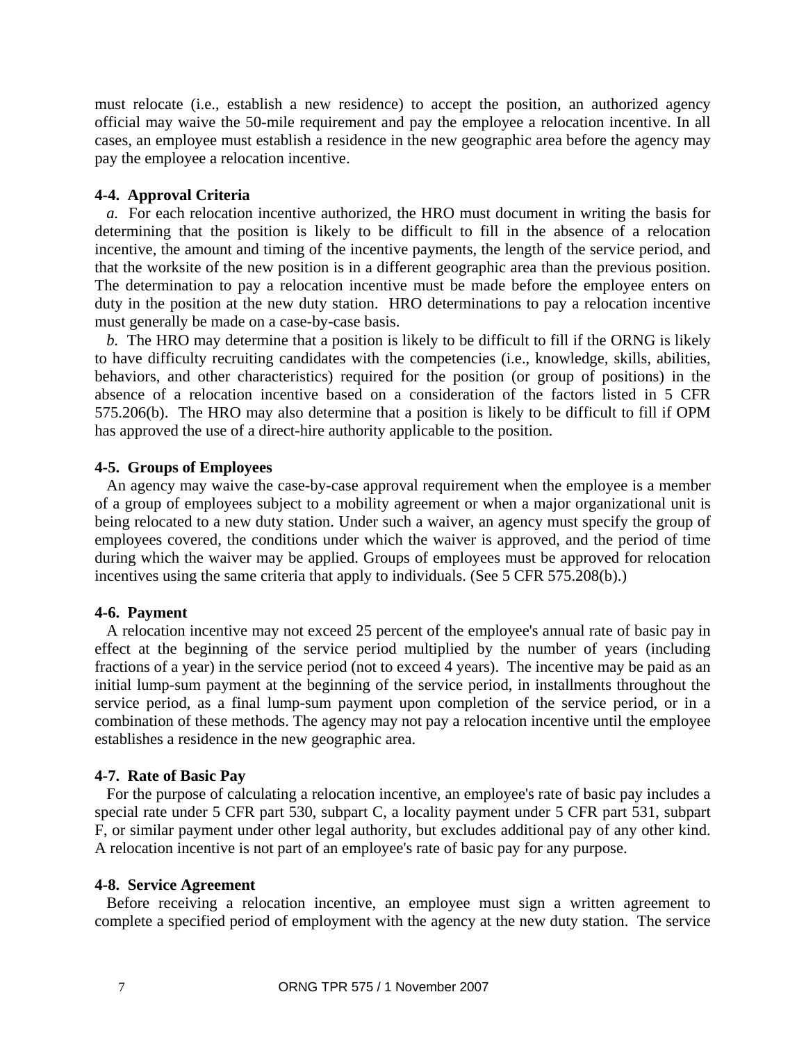must relocate (i.e., establish a new residence) to accept the position, an authorized agency official may waive the 50-mile requirement and pay the employee a relocation incentive. In all cases, an employee must establish a residence in the new geographic area before the agency may pay the employee a relocation incentive.

**4-4. Approval Criteria**

*a.* For each relocation incentive authorized, the HRO must document in writing the basis for determining that the position is likely to be difficult to fill in the absence of a relocation incentive, the amount and timing of the incentive payments, the length of the service period, and that the worksite of the new position is in a different geographic area than the previous position. The determination to pay a relocation incentive must be made before the employee enters on duty in the position at the new duty station. HRO determinations to pay a relocation incentive must generally be made on a case-by-case basis.

*b.* The HRO may determine that a position is likely to be difficult to fill if the ORNG is likely to have difficulty recruiting candidates with the competencies (i.e., knowledge, skills, abilities, behaviors, and other characteristics) required for the position (or group of positions) in the absence of a relocation incentive based on a consideration of the factors listed in 5 CFR 575.206(b). The HRO may also determine that a position is likely to be difficult to fill if OPM has approved the use of a direct-hire authority applicable to the position.

**4-5. Groups of Employees**

An agency may waive the case-by-case approval requirement when the employee is a member of a group of employees subject to a mobility agreement or when a major organizational unit is being relocated to a new duty station. Under such a waiver, an agency must specify the group of employees covered, the conditions under which the waiver is approved, and the period of time during which the waiver may be applied. Groups of employees must be approved for relocation incentives using the same criteria that apply to individuals. (See 5 CFR 575.208(b).)

**4-6. Payment**

A relocation incentive may not exceed 25 percent of the employee's annual rate of basic pay in effect at the beginning of the service period multiplied by the number of years (including fractions of a year) in the service period (not to exceed 4 years). The incentive may be paid as an initial lump-sum payment at the beginning of the service period, in installments throughout the service period, as a final lump-sum payment upon completion of the service period, or in a combination of these methods. The agency may not pay a relocation incentive until the employee establishes a residence in the new geographic area.

**4-7. Rate of Basic Pay**

For the purpose of calculating a relocation incentive, an employee's rate of basic pay includes a special rate under 5 CFR part 530, subpart C, a locality payment under 5 CFR part 531, subpart F, or similar payment under other legal authority, but excludes additional pay of any other kind. A relocation incentive is not part of an employee's rate of basic pay for any purpose.

**4-8. Service Agreement**

Before receiving a relocation incentive, an employee must sign a written agreement to complete a specified period of employment with the agency at the new duty station. The service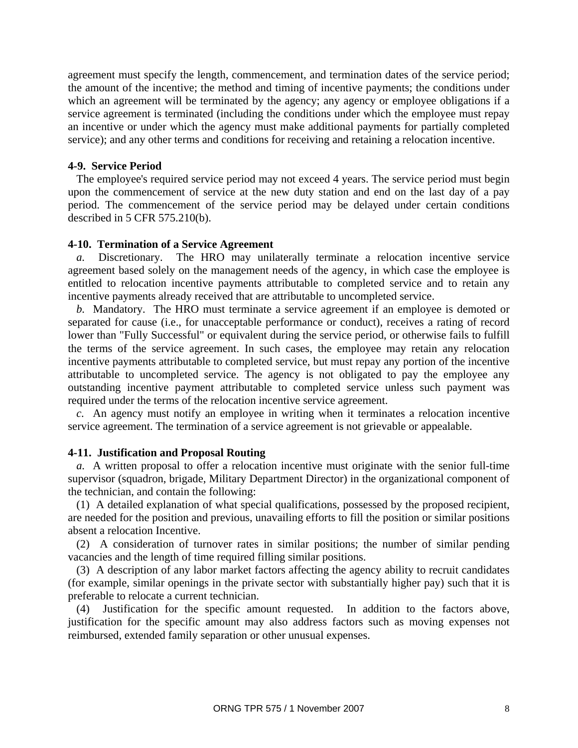agreement must specify the length, commencement, and termination dates of the service period; the amount of the incentive; the method and timing of incentive payments; the conditions under which an agreement will be terminated by the agency; any agency or employee obligations if a service agreement is terminated (including the conditions under which the employee must repay an incentive or under which the agency must make additional payments for partially completed service); and any other terms and conditions for receiving and retaining a relocation incentive.

**4-9. Service Period**

The employee's required service period may not exceed 4 years. The service period must begin upon the commencement of service at the new duty station and end on the last day of a pay period. The commencement of the service period may be delayed under certain conditions described in 5 CFR 575.210(b).

**4-10. Termination of a Service Agreement**

*a.* Discretionary. The HRO may unilaterally terminate a relocation incentive service agreement based solely on the management needs of the agency, in which case the employee is entitled to relocation incentive payments attributable to completed service and to retain any incentive payments already received that are attributable to uncompleted service.

*b.* Mandatory. The HRO must terminate a service agreement if an employee is demoted or separated for cause (i.e., for unacceptable performance or conduct), receives a rating of record lower than "Fully Successful" or equivalent during the service period, or otherwise fails to fulfill the terms of the service agreement. In such cases, the employee may retain any relocation incentive payments attributable to completed service, but must repay any portion of the incentive attributable to uncompleted service. The agency is not obligated to pay the employee any outstanding incentive payment attributable to completed service unless such payment was required under the terms of the relocation incentive service agreement.

*c.* An agency must notify an employee in writing when it terminates a relocation incentive service agreement. The termination of a service agreement is not grievable or appealable.

**4-11. Justification and Proposal Routing**

*a.* A written proposal to offer a relocation incentive must originate with the senior full-time supervisor (squadron, brigade, Military Department Director) in the organizational component of the technician, and contain the following:

(1) A detailed explanation of what special qualifications, possessed by the proposed recipient, are needed for the position and previous, unavailing efforts to fill the position or similar positions absent a relocation Incentive.

(2) A consideration of turnover rates in similar positions; the number of similar pending vacancies and the length of time required filling similar positions.

(3) A description of any labor market factors affecting the agency ability to recruit candidates (for example, similar openings in the private sector with substantially higher pay) such that it is preferable to relocate a current technician.

(4) Justification for the specific amount requested. In addition to the factors above, justification for the specific amount may also address factors such as moving expenses not reimbursed, extended family separation or other unusual expenses.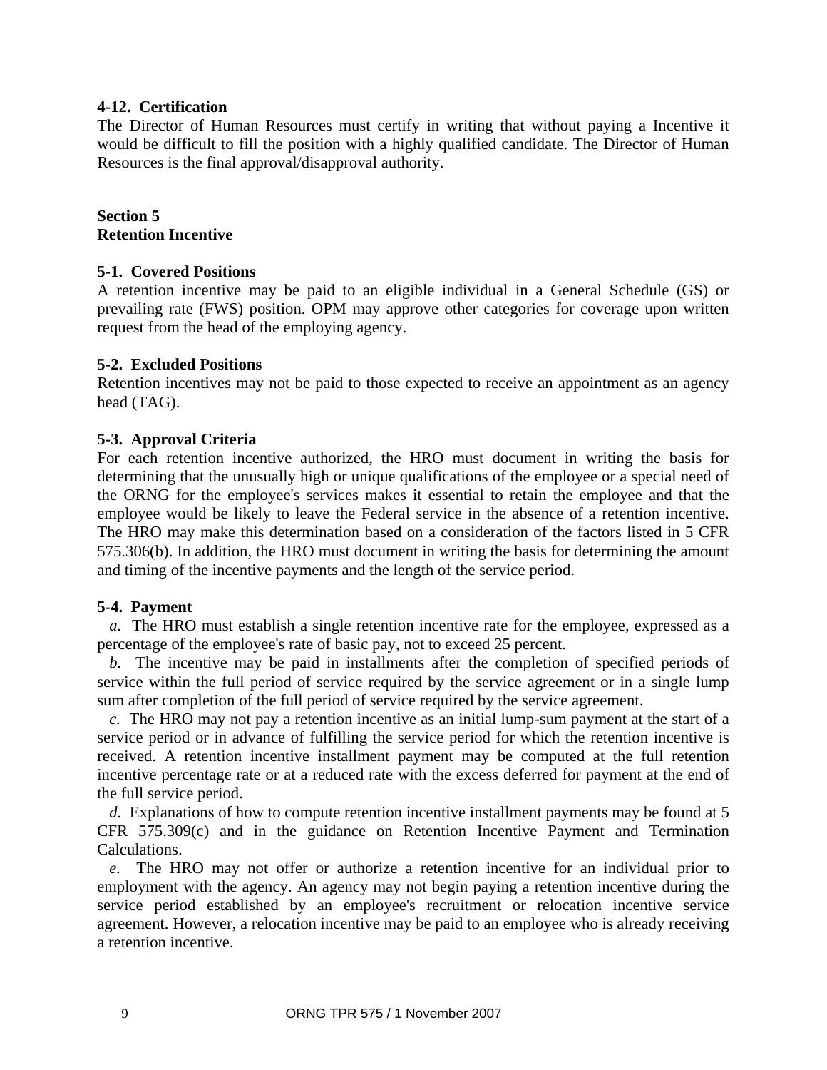**4-12. Certification**

The Director of Human Resources must certify in writing that without paying a Incentive it would be difficult to fill the position with a highly qualified candidate. The Director of Human Resources is the final approval/disapproval authority.

## Section 5
## Retention Incentive

**5-1. Covered Positions**

A retention incentive may be paid to an eligible individual in a General Schedule (GS) or prevailing rate (FWS) position. OPM may approve other categories for coverage upon written request from the head of the employing agency.

**5-2. Excluded Positions**

Retention incentives may not be paid to those expected to receive an appointment as an agency head (TAG).

**5-3. Approval Criteria**

For each retention incentive authorized, the HRO must document in writing the basis for determining that the unusually high or unique qualifications of the employee or a special need of the ORNG for the employee's services makes it essential to retain the employee and that the employee would be likely to leave the Federal service in the absence of a retention incentive. The HRO may make this determination based on a consideration of the factors listed in 5 CFR 575.306(b). In addition, the HRO must document in writing the basis for determining the amount and timing of the incentive payments and the length of the service period.

**5-4. Payment**

*a.* The HRO must establish a single retention incentive rate for the employee, expressed as a percentage of the employee's rate of basic pay, not to exceed 25 percent.

*b.* The incentive may be paid in installments after the completion of specified periods of service within the full period of service required by the service agreement or in a single lump sum after completion of the full period of service required by the service agreement.

*c.* The HRO may not pay a retention incentive as an initial lump-sum payment at the start of a service period or in advance of fulfilling the service period for which the retention incentive is received. A retention incentive installment payment may be computed at the full retention incentive percentage rate or at a reduced rate with the excess deferred for payment at the end of the full service period.

*d.* Explanations of how to compute retention incentive installment payments may be found at 5 CFR 575.309(c) and in the guidance on Retention Incentive Payment and Termination Calculations.

*e.* The HRO may not offer or authorize a retention incentive for an individual prior to employment with the agency. An agency may not begin paying a retention incentive during the service period established by an employee's recruitment or relocation incentive service agreement. However, a relocation incentive may be paid to an employee who is already receiving a retention incentive.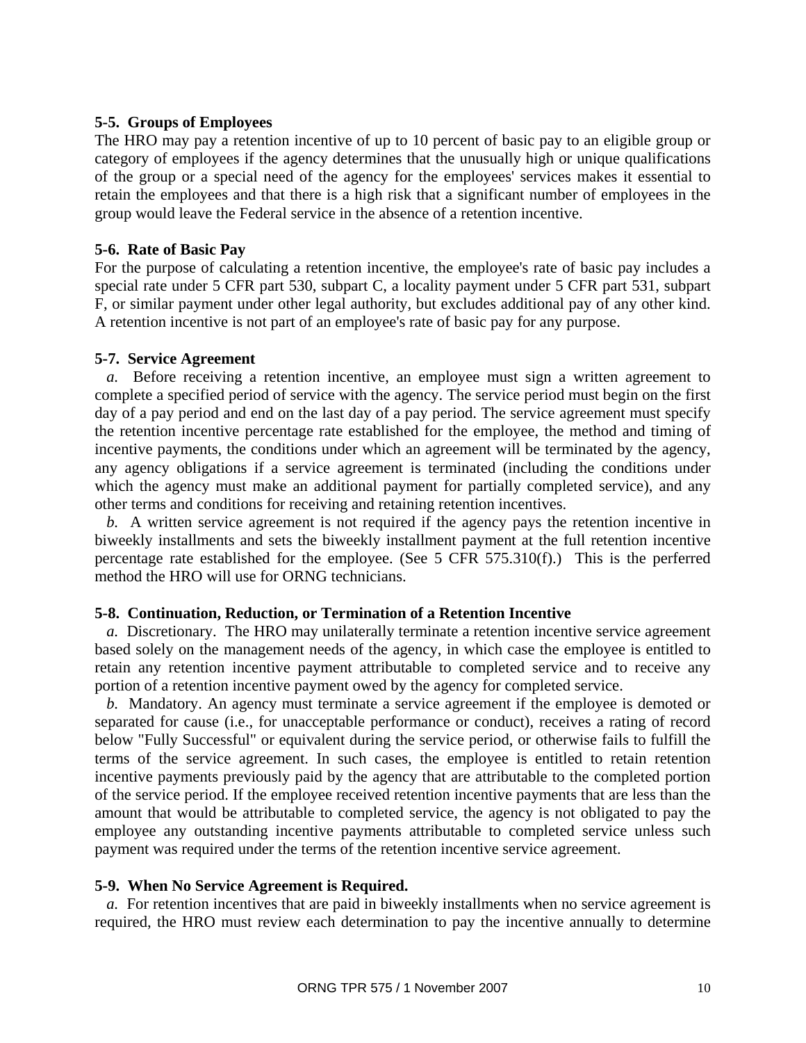**5-5. Groups of Employees**

The HRO may pay a retention incentive of up to 10 percent of basic pay to an eligible group or category of employees if the agency determines that the unusually high or unique qualifications of the group or a special need of the agency for the employees' services makes it essential to retain the employees and that there is a high risk that a significant number of employees in the group would leave the Federal service in the absence of a retention incentive.

**5-6. Rate of Basic Pay**

For the purpose of calculating a retention incentive, the employee's rate of basic pay includes a special rate under 5 CFR part 530, subpart C, a locality payment under 5 CFR part 531, subpart F, or similar payment under other legal authority, but excludes additional pay of any other kind. A retention incentive is not part of an employee's rate of basic pay for any purpose.

**5-7. Service Agreement**

*a.* Before receiving a retention incentive, an employee must sign a written agreement to complete a specified period of service with the agency. The service period must begin on the first day of a pay period and end on the last day of a pay period. The service agreement must specify the retention incentive percentage rate established for the employee, the method and timing of incentive payments, the conditions under which an agreement will be terminated by the agency, any agency obligations if a service agreement is terminated (including the conditions under which the agency must make an additional payment for partially completed service), and any other terms and conditions for receiving and retaining retention incentives.

*b.* A written service agreement is not required if the agency pays the retention incentive in biweekly installments and sets the biweekly installment payment at the full retention incentive percentage rate established for the employee. (See 5 CFR 575.310(f).) This is the perferred method the HRO will use for ORNG technicians.

**5-8. Continuation, Reduction, or Termination of a Retention Incentive**

*a.* Discretionary. The HRO may unilaterally terminate a retention incentive service agreement based solely on the management needs of the agency, in which case the employee is entitled to retain any retention incentive payment attributable to completed service and to receive any portion of a retention incentive payment owed by the agency for completed service.

*b.* Mandatory. An agency must terminate a service agreement if the employee is demoted or separated for cause (i.e., for unacceptable performance or conduct), receives a rating of record below "Fully Successful" or equivalent during the service period, or otherwise fails to fulfill the terms of the service agreement. In such cases, the employee is entitled to retain retention incentive payments previously paid by the agency that are attributable to the completed portion of the service period. If the employee received retention incentive payments that are less than the amount that would be attributable to completed service, the agency is not obligated to pay the employee any outstanding incentive payments attributable to completed service unless such payment was required under the terms of the retention incentive service agreement.

**5-9. When No Service Agreement is Required.**

*a.* For retention incentives that are paid in biweekly installments when no service agreement is required, the HRO must review each determination to pay the incentive annually to determine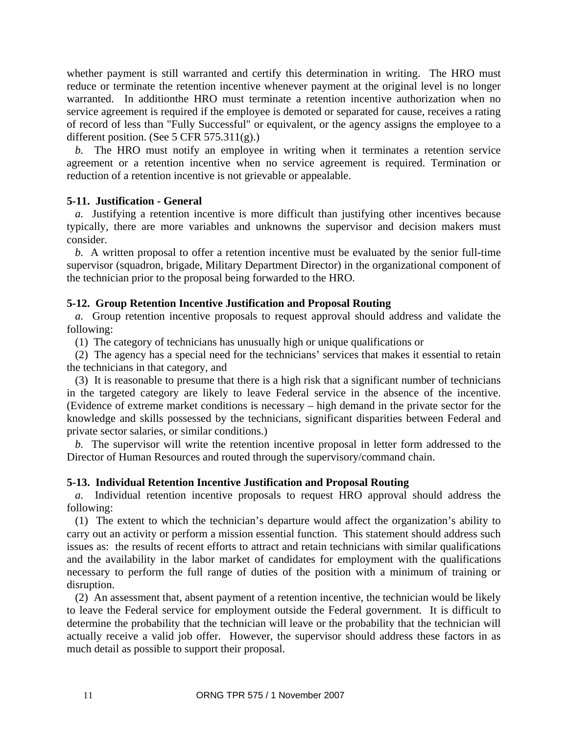whether payment is still warranted and certify this determination in writing. The HRO must reduce or terminate the retention incentive whenever payment at the original level is no longer warranted. In additionthe HRO must terminate a retention incentive authorization when no service agreement is required if the employee is demoted or separated for cause, receives a rating of record of less than "Fully Successful" or equivalent, or the agency assigns the employee to a different position. (See 5 CFR 575.311(g).)

*b.* The HRO must notify an employee in writing when it terminates a retention service agreement or a retention incentive when no service agreement is required. Termination or reduction of a retention incentive is not grievable or appealable.

**5-11. Justification - General**

*a.* Justifying a retention incentive is more difficult than justifying other incentives because typically, there are more variables and unknowns the supervisor and decision makers must consider.

*b.* A written proposal to offer a retention incentive must be evaluated by the senior full-time supervisor (squadron, brigade, Military Department Director) in the organizational component of the technician prior to the proposal being forwarded to the HRO.

**5-12. Group Retention Incentive Justification and Proposal Routing**

*a.* Group retention incentive proposals to request approval should address and validate the following:

(1) The category of technicians has unusually high or unique qualifications or

(2) The agency has a special need for the technicians' services that makes it essential to retain the technicians in that category, and

(3) It is reasonable to presume that there is a high risk that a significant number of technicians in the targeted category are likely to leave Federal service in the absence of the incentive. (Evidence of extreme market conditions is necessary – high demand in the private sector for the knowledge and skills possessed by the technicians, significant disparities between Federal and private sector salaries, or similar conditions.)

*b.* The supervisor will write the retention incentive proposal in letter form addressed to the Director of Human Resources and routed through the supervisory/command chain.

**5-13. Individual Retention Incentive Justification and Proposal Routing**

*a.* Individual retention incentive proposals to request HRO approval should address the following:

(1) The extent to which the technician's departure would affect the organization's ability to carry out an activity or perform a mission essential function. This statement should address such issues as: the results of recent efforts to attract and retain technicians with similar qualifications and the availability in the labor market of candidates for employment with the qualifications necessary to perform the full range of duties of the position with a minimum of training or disruption.

(2) An assessment that, absent payment of a retention incentive, the technician would be likely to leave the Federal service for employment outside the Federal government. It is difficult to determine the probability that the technician will leave or the probability that the technician will actually receive a valid job offer. However, the supervisor should address these factors in as much detail as possible to support their proposal.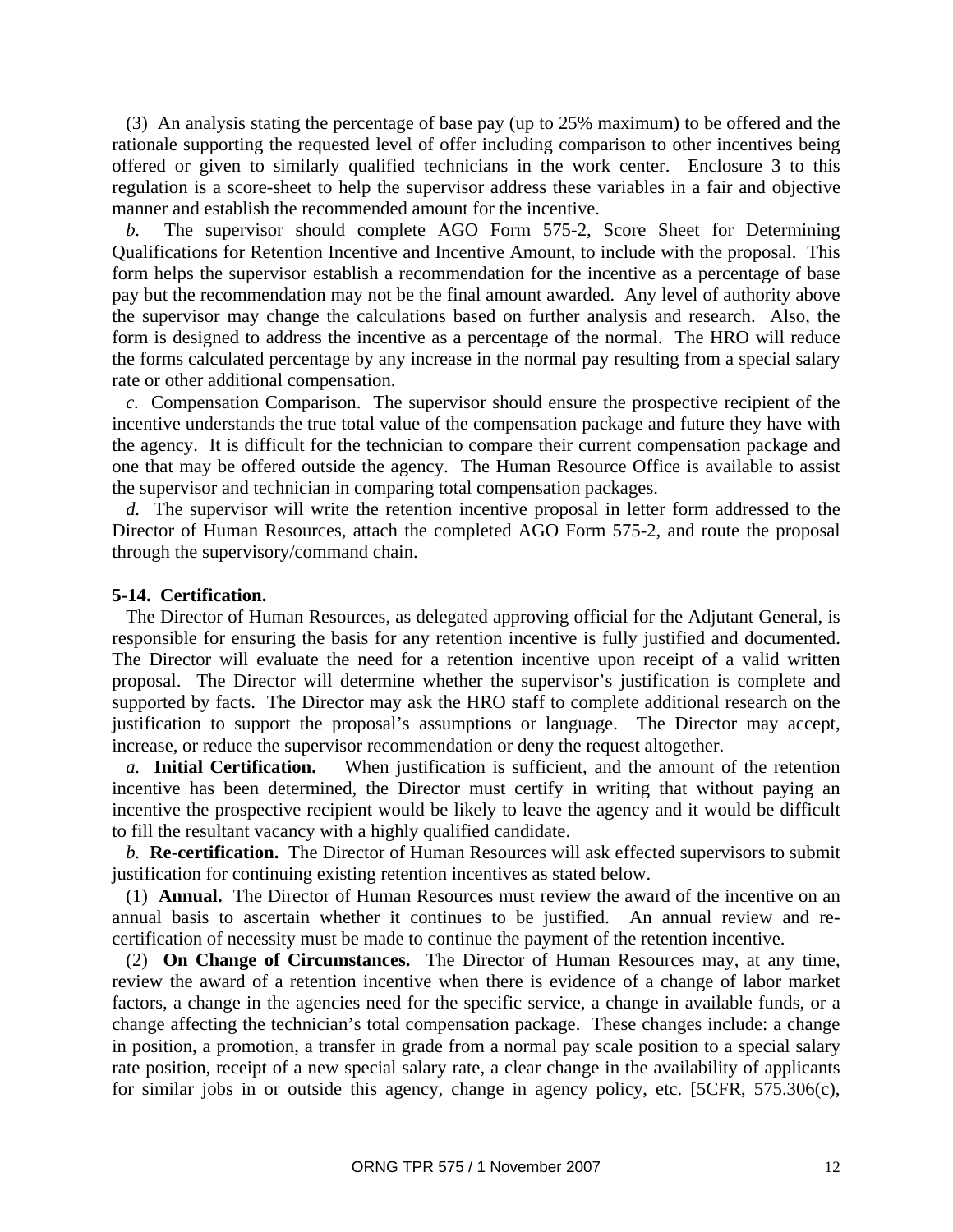(3) An analysis stating the percentage of base pay (up to 25% maximum) to be offered and the rationale supporting the requested level of offer including comparison to other incentives being offered or given to similarly qualified technicians in the work center. Enclosure 3 to this regulation is a score-sheet to help the supervisor address these variables in a fair and objective manner and establish the recommended amount for the incentive.

*b.* The supervisor should complete AGO Form 575-2, Score Sheet for Determining Qualifications for Retention Incentive and Incentive Amount, to include with the proposal. This form helps the supervisor establish a recommendation for the incentive as a percentage of base pay but the recommendation may not be the final amount awarded. Any level of authority above the supervisor may change the calculations based on further analysis and research. Also, the form is designed to address the incentive as a percentage of the normal. The HRO will reduce the forms calculated percentage by any increase in the normal pay resulting from a special salary rate or other additional compensation.

*c.* Compensation Comparison. The supervisor should ensure the prospective recipient of the incentive understands the true total value of the compensation package and future they have with the agency. It is difficult for the technician to compare their current compensation package and one that may be offered outside the agency. The Human Resource Office is available to assist the supervisor and technician in comparing total compensation packages.

*d.* The supervisor will write the retention incentive proposal in letter form addressed to the Director of Human Resources, attach the completed AGO Form 575-2, and route the proposal through the supervisory/command chain.

**5-14. Certification.**

The Director of Human Resources, as delegated approving official for the Adjutant General, is responsible for ensuring the basis for any retention incentive is fully justified and documented. The Director will evaluate the need for a retention incentive upon receipt of a valid written proposal. The Director will determine whether the supervisor's justification is complete and supported by facts. The Director may ask the HRO staff to complete additional research on the justification to support the proposal's assumptions or language. The Director may accept, increase, or reduce the supervisor recommendation or deny the request altogether.

*a.* **Initial Certification.** When justification is sufficient, and the amount of the retention incentive has been determined, the Director must certify in writing that without paying an incentive the prospective recipient would be likely to leave the agency and it would be difficult to fill the resultant vacancy with a highly qualified candidate.

*b.* **Re-certification.** The Director of Human Resources will ask effected supervisors to submit justification for continuing existing retention incentives as stated below.

(1) **Annual.** The Director of Human Resources must review the award of the incentive on an annual basis to ascertain whether it continues to be justified. An annual review and re-certification of necessity must be made to continue the payment of the retention incentive.

(2) **On Change of Circumstances.** The Director of Human Resources may, at any time, review the award of a retention incentive when there is evidence of a change of labor market factors, a change in the agencies need for the specific service, a change in available funds, or a change affecting the technician's total compensation package. These changes include: a change in position, a promotion, a transfer in grade from a normal pay scale position to a special salary rate position, receipt of a new special salary rate, a clear change in the availability of applicants for similar jobs in or outside this agency, change in agency policy, etc. [5CFR, 575.306(c),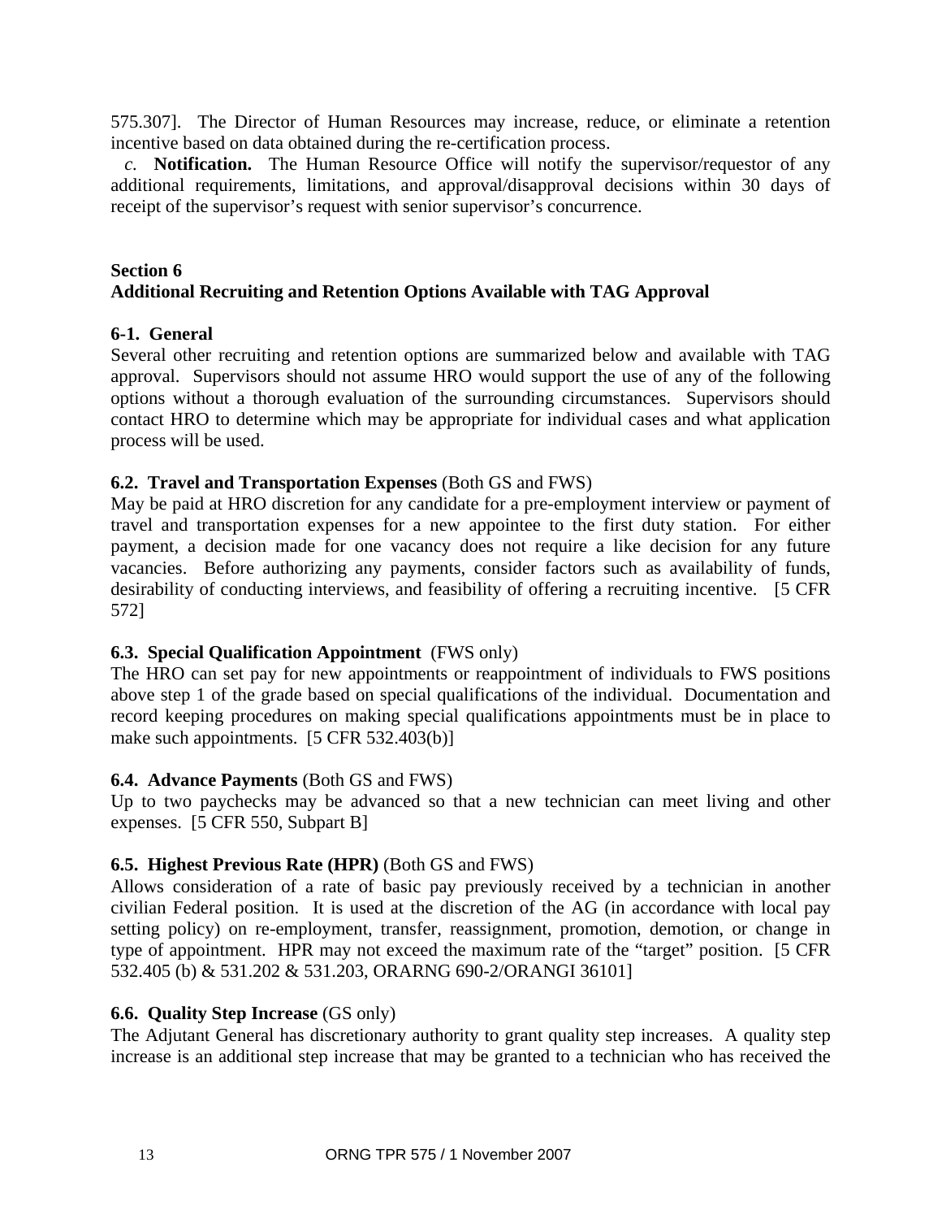575.307]. The Director of Human Resources may increase, reduce, or eliminate a retention incentive based on data obtained during the re-certification process.

*c.* **Notification.** The Human Resource Office will notify the supervisor/requestor of any additional requirements, limitations, and approval/disapproval decisions within 30 days of receipt of the supervisor's request with senior supervisor's concurrence.

## Section 6
## Additional Recruiting and Retention Options Available with TAG Approval

### 6-1. General

Several other recruiting and retention options are summarized below and available with TAG approval. Supervisors should not assume HRO would support the use of any of the following options without a thorough evaluation of the surrounding circumstances. Supervisors should contact HRO to determine which may be appropriate for individual cases and what application process will be used.

### 6.2. Travel and Transportation Expenses (Both GS and FWS)

May be paid at HRO discretion for any candidate for a pre-employment interview or payment of travel and transportation expenses for a new appointee to the first duty station. For either payment, a decision made for one vacancy does not require a like decision for any future vacancies. Before authorizing any payments, consider factors such as availability of funds, desirability of conducting interviews, and feasibility of offering a recruiting incentive. [5 CFR 572]

### 6.3. Special Qualification Appointment (FWS only)

The HRO can set pay for new appointments or reappointment of individuals to FWS positions above step 1 of the grade based on special qualifications of the individual. Documentation and record keeping procedures on making special qualifications appointments must be in place to make such appointments. [5 CFR 532.403(b)]

### 6.4. Advance Payments (Both GS and FWS)

Up to two paychecks may be advanced so that a new technician can meet living and other expenses. [5 CFR 550, Subpart B]

### 6.5. Highest Previous Rate (HPR) (Both GS and FWS)

Allows consideration of a rate of basic pay previously received by a technician in another civilian Federal position. It is used at the discretion of the AG (in accordance with local pay setting policy) on re-employment, transfer, reassignment, promotion, demotion, or change in type of appointment. HPR may not exceed the maximum rate of the "target" position. [5 CFR 532.405 (b) & 531.202 & 531.203, ORARNG 690-2/ORANGI 36101]

### 6.6. Quality Step Increase (GS only)

The Adjutant General has discretionary authority to grant quality step increases. A quality step increase is an additional step increase that may be granted to a technician who has received the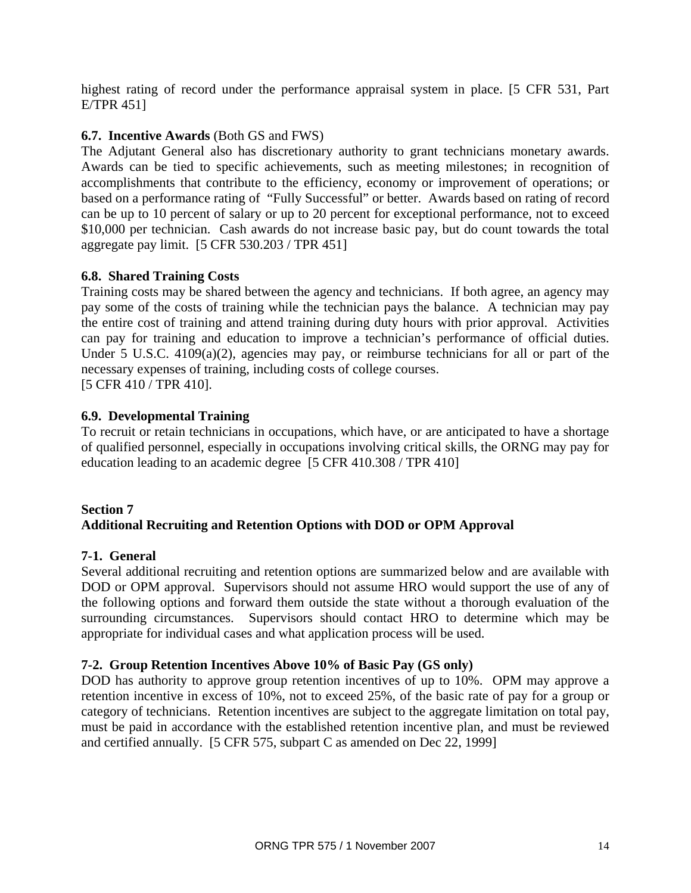highest rating of record under the performance appraisal system in place. [5 CFR 531, Part E/TPR 451]

**6.7. Incentive Awards** (Both GS and FWS)

The Adjutant General also has discretionary authority to grant technicians monetary awards. Awards can be tied to specific achievements, such as meeting milestones; in recognition of accomplishments that contribute to the efficiency, economy or improvement of operations; or based on a performance rating of "Fully Successful" or better. Awards based on rating of record can be up to 10 percent of salary or up to 20 percent for exceptional performance, not to exceed $10,000 per technician. Cash awards do not increase basic pay, but do count towards the total aggregate pay limit. [5 CFR 530.203 / TPR 451]

**6.8. Shared Training Costs**

Training costs may be shared between the agency and technicians. If both agree, an agency may pay some of the costs of training while the technician pays the balance. A technician may pay the entire cost of training and attend training during duty hours with prior approval. Activities can pay for training and education to improve a technician's performance of official duties. Under 5 U.S.C. 4109(a)(2), agencies may pay, or reimburse technicians for all or part of the necessary expenses of training, including costs of college courses.
[5 CFR 410 / TPR 410].

**6.9. Developmental Training**

To recruit or retain technicians in occupations, which have, or are anticipated to have a shortage of qualified personnel, especially in occupations involving critical skills, the ORNG may pay for education leading to an academic degree [5 CFR 410.308 / TPR 410]

## Section 7
## Additional Recruiting and Retention Options with DOD or OPM Approval

**7-1. General**

Several additional recruiting and retention options are summarized below and are available with DOD or OPM approval. Supervisors should not assume HRO would support the use of any of the following options and forward them outside the state without a thorough evaluation of the surrounding circumstances. Supervisors should contact HRO to determine which may be appropriate for individual cases and what application process will be used.

**7-2. Group Retention Incentives Above 10% of Basic Pay (GS only)**

DOD has authority to approve group retention incentives of up to 10%. OPM may approve a retention incentive in excess of 10%, not to exceed 25%, of the basic rate of pay for a group or category of technicians. Retention incentives are subject to the aggregate limitation on total pay, must be paid in accordance with the established retention incentive plan, and must be reviewed and certified annually. [5 CFR 575, subpart C as amended on Dec 22, 1999]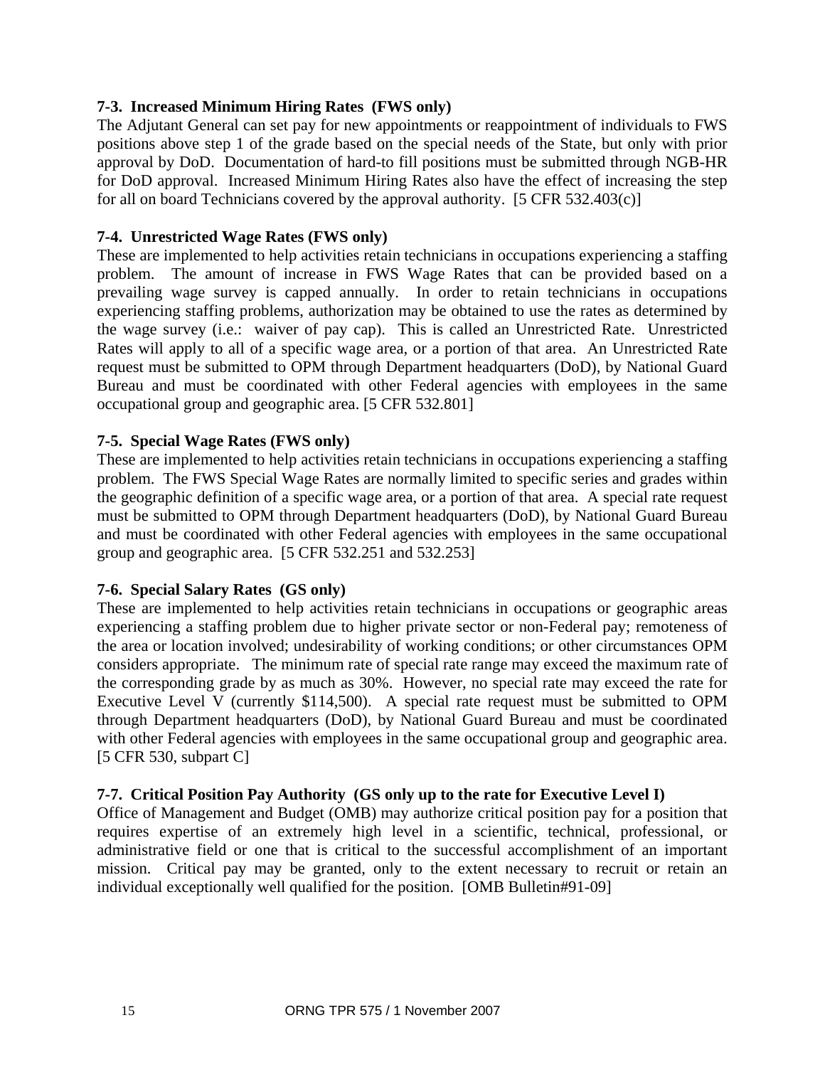**7-3. Increased Minimum Hiring Rates (FWS only)**

The Adjutant General can set pay for new appointments or reappointment of individuals to FWS positions above step 1 of the grade based on the special needs of the State, but only with prior approval by DoD. Documentation of hard-to fill positions must be submitted through NGB-HR for DoD approval. Increased Minimum Hiring Rates also have the effect of increasing the step for all on board Technicians covered by the approval authority. [5 CFR 532.403(c)]

**7-4. Unrestricted Wage Rates (FWS only)**

These are implemented to help activities retain technicians in occupations experiencing a staffing problem. The amount of increase in FWS Wage Rates that can be provided based on a prevailing wage survey is capped annually. In order to retain technicians in occupations experiencing staffing problems, authorization may be obtained to use the rates as determined by the wage survey (i.e.: waiver of pay cap). This is called an Unrestricted Rate. Unrestricted Rates will apply to all of a specific wage area, or a portion of that area. An Unrestricted Rate request must be submitted to OPM through Department headquarters (DoD), by National Guard Bureau and must be coordinated with other Federal agencies with employees in the same occupational group and geographic area. [5 CFR 532.801]

**7-5. Special Wage Rates (FWS only)**

These are implemented to help activities retain technicians in occupations experiencing a staffing problem. The FWS Special Wage Rates are normally limited to specific series and grades within the geographic definition of a specific wage area, or a portion of that area. A special rate request must be submitted to OPM through Department headquarters (DoD), by National Guard Bureau and must be coordinated with other Federal agencies with employees in the same occupational group and geographic area. [5 CFR 532.251 and 532.253]

**7-6. Special Salary Rates (GS only)**

These are implemented to help activities retain technicians in occupations or geographic areas experiencing a staffing problem due to higher private sector or non-Federal pay; remoteness of the area or location involved; undesirability of working conditions; or other circumstances OPM considers appropriate. The minimum rate of special rate range may exceed the maximum rate of the corresponding grade by as much as 30%. However, no special rate may exceed the rate for Executive Level V (currently $114,500). A special rate request must be submitted to OPM through Department headquarters (DoD), by National Guard Bureau and must be coordinated with other Federal agencies with employees in the same occupational group and geographic area. [5 CFR 530, subpart C]

**7-7. Critical Position Pay Authority (GS only up to the rate for Executive Level I)**

Office of Management and Budget (OMB) may authorize critical position pay for a position that requires expertise of an extremely high level in a scientific, technical, professional, or administrative field or one that is critical to the successful accomplishment of an important mission. Critical pay may be granted, only to the extent necessary to recruit or retain an individual exceptionally well qualified for the position. [OMB Bulletin#91-09]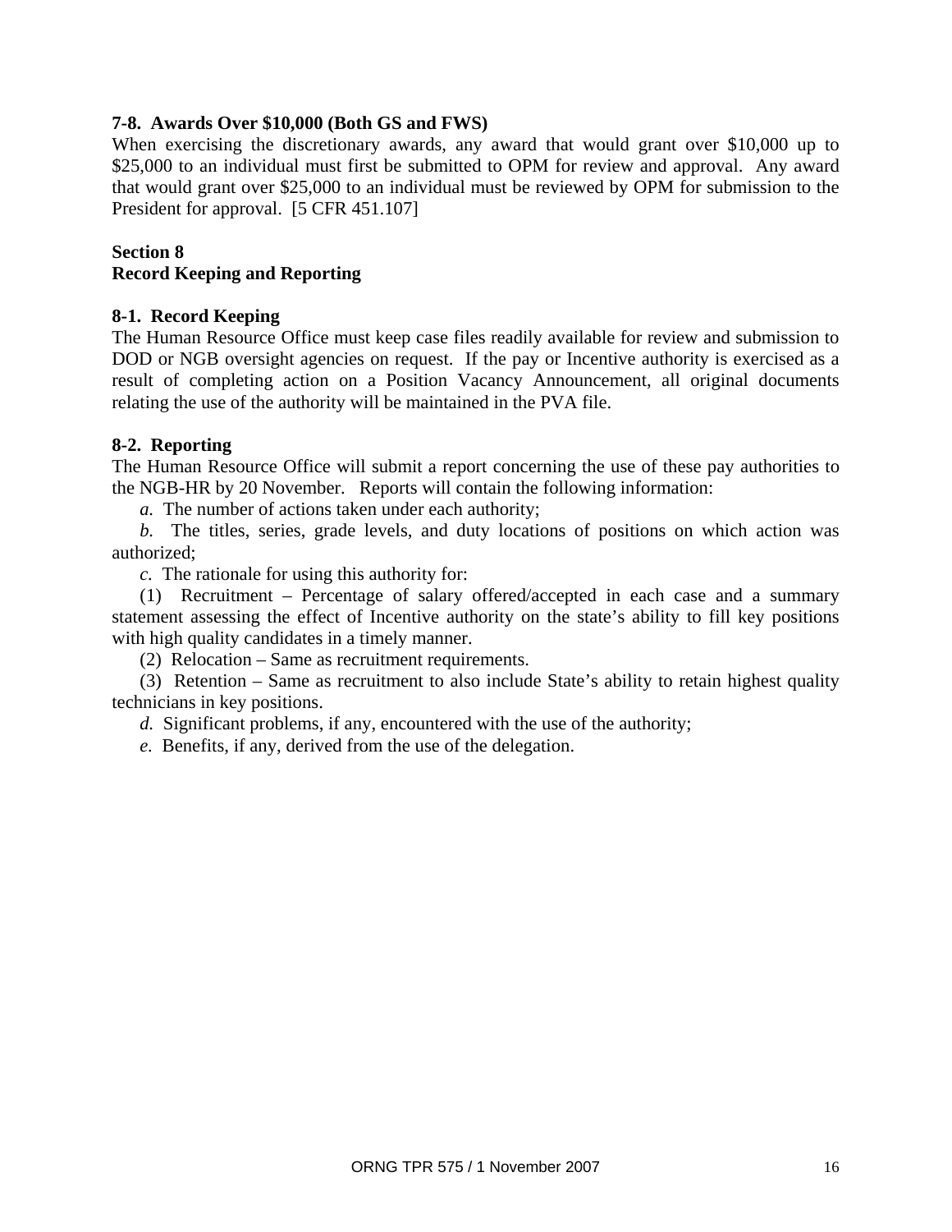### 7-8. Awards Over $10,000 (Both GS and FWS)

When exercising the discretionary awards, any award that would grant over $10,000 up to $25,000 to an individual must first be submitted to OPM for review and approval. Any award that would grant over $25,000 to an individual must be reviewed by OPM for submission to the President for approval. [5 CFR 451.107]

## Section 8
## Record Keeping and Reporting

### 8-1. Record Keeping

The Human Resource Office must keep case files readily available for review and submission to DOD or NGB oversight agencies on request. If the pay or Incentive authority is exercised as a result of completing action on a Position Vacancy Announcement, all original documents relating the use of the authority will be maintained in the PVA file.

### 8-2. Reporting

The Human Resource Office will submit a report concerning the use of these pay authorities to the NGB-HR by 20 November. Reports will contain the following information:

*a.* The number of actions taken under each authority;

*b.* The titles, series, grade levels, and duty locations of positions on which action was authorized;

*c.* The rationale for using this authority for:

(1) Recruitment – Percentage of salary offered/accepted in each case and a summary statement assessing the effect of Incentive authority on the state's ability to fill key positions with high quality candidates in a timely manner.

(2) Relocation – Same as recruitment requirements.

(3) Retention – Same as recruitment to also include State's ability to retain highest quality technicians in key positions.

*d.* Significant problems, if any, encountered with the use of the authority;

*e.* Benefits, if any, derived from the use of the delegation.